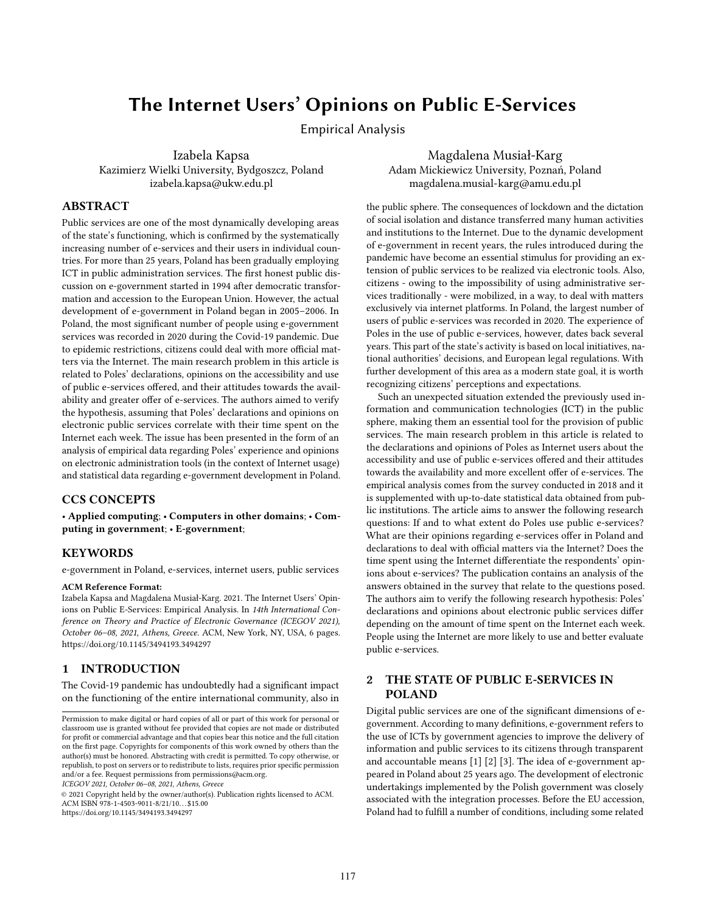# The Internet Users' Opinions on Public E-Services

Empirical Analysis

Izabela Kapsa
Kazimierz Wielki University, Bydgoszcz, Poland
izabela.kapsa@ukw.edu.pl

Magdalena Musiał-Karg
Adam Mickiewicz University, Poznań, Poland
magdalena.musial-karg@amu.edu.pl

## ABSTRACT

Public services are one of the most dynamically developing areas of the state's functioning, which is confirmed by the systematically increasing number of e-services and their users in individual countries. For more than 25 years, Poland has been gradually employing ICT in public administration services. The first honest public discussion on e-government started in 1994 after democratic transformation and accession to the European Union. However, the actual development of e-government in Poland began in 2005–2006. In Poland, the most significant number of people using e-government services was recorded in 2020 during the Covid-19 pandemic. Due to epidemic restrictions, citizens could deal with more official matters via the Internet. The main research problem in this article is related to Poles' declarations, opinions on the accessibility and use of public e-services offered, and their attitudes towards the availability and greater offer of e-services. The authors aimed to verify the hypothesis, assuming that Poles' declarations and opinions on electronic public services correlate with their time spent on the Internet each week. The issue has been presented in the form of an analysis of empirical data regarding Poles' experience and opinions on electronic administration tools (in the context of Internet usage) and statistical data regarding e-government development in Poland.

## CCS CONCEPTS

• **Applied computing**; • **Computers in other domains**; • **Computing in government**; • **E-government**;

## KEYWORDS

e-government in Poland, e-services, internet users, public services

**ACM Reference Format:**
Izabela Kapsa and Magdalena Musiał-Karg. 2021. The Internet Users' Opinions on Public E-Services: Empirical Analysis. In *14th International Conference on Theory and Practice of Electronic Governance (ICEGOV 2021), October 06–08, 2021, Athens, Greece.* ACM, New York, NY, USA, 6 pages. https://doi.org/10.1145/3494193.3494297

## 1 INTRODUCTION

The Covid-19 pandemic has undoubtedly had a significant impact on the functioning of the entire international community, also in the public sphere. The consequences of lockdown and the dictation of social isolation and distance transferred many human activities and institutions to the Internet. Due to the dynamic development of e-government in recent years, the rules introduced during the pandemic have become an essential stimulus for providing an extension of public services to be realized via electronic tools. Also, citizens - owing to the impossibility of using administrative services traditionally - were mobilized, in a way, to deal with matters exclusively via internet platforms. In Poland, the largest number of users of public e-services was recorded in 2020. The experience of Poles in the use of public e-services, however, dates back several years. This part of the state's activity is based on local initiatives, national authorities' decisions, and European legal regulations. With further development of this area as a modern state goal, it is worth recognizing citizens' perceptions and expectations.

Such an unexpected situation extended the previously used information and communication technologies (ICT) in the public sphere, making them an essential tool for the provision of public services. The main research problem in this article is related to the declarations and opinions of Poles as Internet users about the accessibility and use of public e-services offered and their attitudes towards the availability and more excellent offer of e-services. The empirical analysis comes from the survey conducted in 2018 and it is supplemented with up-to-date statistical data obtained from public institutions. The article aims to answer the following research questions: If and to what extent do Poles use public e-services? What are their opinions regarding e-services offer in Poland and declarations to deal with official matters via the Internet? Does the time spent using the Internet differentiate the respondents' opinions about e-services? The publication contains an analysis of the answers obtained in the survey that relate to the questions posed. The authors aim to verify the following research hypothesis: Poles' declarations and opinions about electronic public services differ depending on the amount of time spent on the Internet each week. People using the Internet are more likely to use and better evaluate public e-services.

## 2 THE STATE OF PUBLIC E-SERVICES IN POLAND

Digital public services are one of the significant dimensions of e-government. According to many definitions, e-government refers to the use of ICTs by government agencies to improve the delivery of information and public services to its citizens through transparent and accountable means [1] [2] [3]. The idea of e-government appeared in Poland about 25 years ago. The development of electronic undertakings implemented by the Polish government was closely associated with the integration processes. Before the EU accession, Poland had to fulfill a number of conditions, including some related

---

Permission to make digital or hard copies of all or part of this work for personal or classroom use is granted without fee provided that copies are not made or distributed for profit or commercial advantage and that copies bear this notice and the full citation on the first page. Copyrights for components of this work owned by others than the author(s) must be honored. Abstracting with credit is permitted. To copy otherwise, or republish, to post on servers or to redistribute to lists, requires prior specific permission and/or a fee. Request permissions from permissions@acm.org.
*ICEGOV 2021, October 06–08, 2021, Athens, Greece*
© 2021 Copyright held by the owner/author(s). Publication rights licensed to ACM.
ACM ISBN 978-1-4503-9011-8/21/10…$15.00
https://doi.org/10.1145/3494193.3494297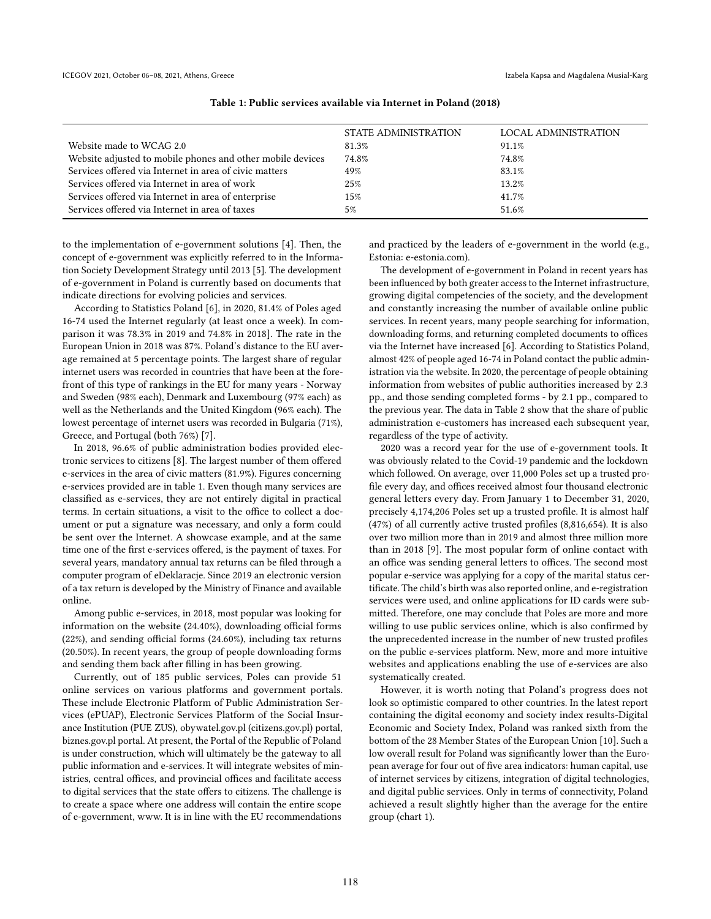**Table 1: Public services available via Internet in Poland (2018)**

| | STATE ADMINISTRATION | LOCAL ADMINISTRATION |
|---|---|---|
| Website made to WCAG 2.0 | 81.3% | 91.1% |
| Website adjusted to mobile phones and other mobile devices | 74.8% | 74.8% |
| Services offered via Internet in area of civic matters | 49% | 83.1% |
| Services offered via Internet in area of work | 25% | 13.2% |
| Services offered via Internet in area of enterprise | 15% | 41.7% |
| Services offered via Internet in area of taxes | 5% | 51.6% |

to the implementation of e-government solutions [4]. Then, the concept of e-government was explicitly referred to in the Information Society Development Strategy until 2013 [5]. The development of e-government in Poland is currently based on documents that indicate directions for evolving policies and services.

According to Statistics Poland [6], in 2020, 81.4% of Poles aged 16-74 used the Internet regularly (at least once a week). In comparison it was 78.3% in 2019 and 74.8% in 2018]. The rate in the European Union in 2018 was 87%. Poland's distance to the EU average remained at 5 percentage points. The largest share of regular internet users was recorded in countries that have been at the forefront of this type of rankings in the EU for many years - Norway and Sweden (98% each), Denmark and Luxembourg (97% each) as well as the Netherlands and the United Kingdom (96% each). The lowest percentage of internet users was recorded in Bulgaria (71%), Greece, and Portugal (both 76%) [7].

In 2018, 96.6% of public administration bodies provided electronic services to citizens [8]. The largest number of them offered e-services in the area of civic matters (81.9%). Figures concerning e-services provided are in table 1. Even though many services are classified as e-services, they are not entirely digital in practical terms. In certain situations, a visit to the office to collect a document or put a signature was necessary, and only a form could be sent over the Internet. A showcase example, and at the same time one of the first e-services offered, is the payment of taxes. For several years, mandatory annual tax returns can be filed through a computer program of eDeklaracje. Since 2019 an electronic version of a tax return is developed by the Ministry of Finance and available online.

Among public e-services, in 2018, most popular was looking for information on the website (24.40%), downloading official forms (22%), and sending official forms (24.60%), including tax returns (20.50%). In recent years, the group of people downloading forms and sending them back after filling in has been growing.

Currently, out of 185 public services, Poles can provide 51 online services on various platforms and government portals. These include Electronic Platform of Public Administration Services (ePUAP), Electronic Services Platform of the Social Insurance Institution (PUE ZUS), obywatel.gov.pl (citizens.gov.pl) portal, biznes.gov.pl portal. At present, the Portal of the Republic of Poland is under construction, which will ultimately be the gateway to all public information and e-services. It will integrate websites of ministries, central offices, and provincial offices and facilitate access to digital services that the state offers to citizens. The challenge is to create a space where one address will contain the entire scope of e-government, www. It is in line with the EU recommendations and practiced by the leaders of e-government in the world (e.g., Estonia: e-estonia.com).

The development of e-government in Poland in recent years has been influenced by both greater access to the Internet infrastructure, growing digital competencies of the society, and the development and constantly increasing the number of available online public services. In recent years, many people searching for information, downloading forms, and returning completed documents to offices via the Internet have increased [6]. According to Statistics Poland, almost 42% of people aged 16-74 in Poland contact the public administration via the website. In 2020, the percentage of people obtaining information from websites of public authorities increased by 2.3 pp., and those sending completed forms - by 2.1 pp., compared to the previous year. The data in Table 2 show that the share of public administration e-customers has increased each subsequent year, regardless of the type of activity.

2020 was a record year for the use of e-government tools. It was obviously related to the Covid-19 pandemic and the lockdown which followed. On average, over 11,000 Poles set up a trusted profile every day, and offices received almost four thousand electronic general letters every day. From January 1 to December 31, 2020, precisely 4,174,206 Poles set up a trusted profile. It is almost half (47%) of all currently active trusted profiles (8,816,654). It is also over two million more than in 2019 and almost three million more than in 2018 [9]. The most popular form of online contact with an office was sending general letters to offices. The second most popular e-service was applying for a copy of the marital status certificate. The child's birth was also reported online, and e-registration services were used, and online applications for ID cards were submitted. Therefore, one may conclude that Poles are more and more willing to use public services online, which is also confirmed by the unprecedented increase in the number of new trusted profiles on the public e-services platform. New, more and more intuitive websites and applications enabling the use of e-services are also systematically created.

However, it is worth noting that Poland's progress does not look so optimistic compared to other countries. In the latest report containing the digital economy and society index results-Digital Economic and Society Index, Poland was ranked sixth from the bottom of the 28 Member States of the European Union [10]. Such a low overall result for Poland was significantly lower than the European average for four out of five area indicators: human capital, use of internet services by citizens, integration of digital technologies, and digital public services. Only in terms of connectivity, Poland achieved a result slightly higher than the average for the entire group (chart 1).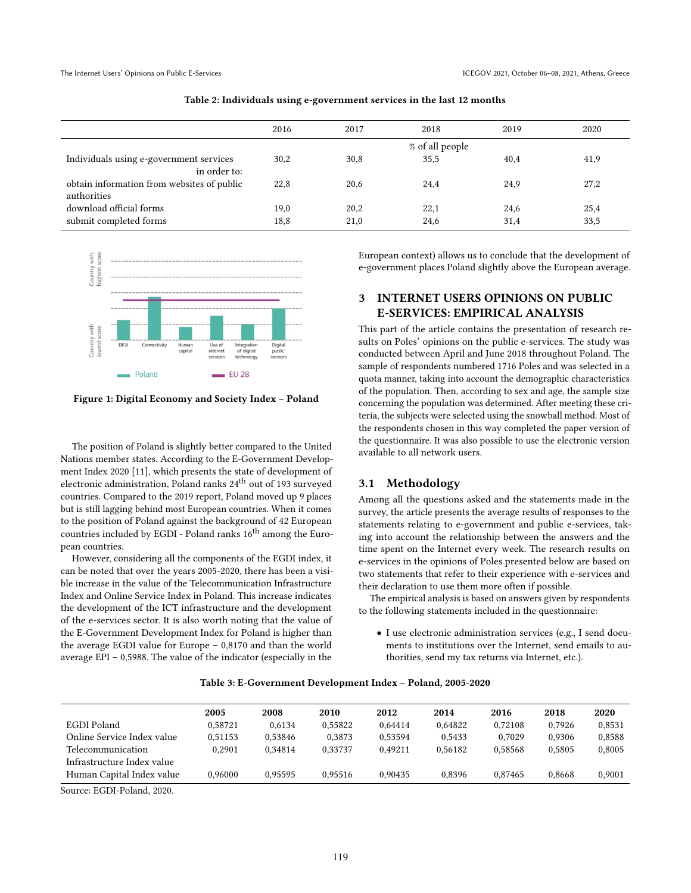**Table 2: Individuals using e-government services in the last 12 months**

| | 2016 | 2017 | 2018 | 2019 | 2020 |
|---|---|---|---|---|---|
| | | | % of all people | | |
| Individuals using e-government services | 30,2 | 30,8 | 35,5 | 40,4 | 41,9 |
| in order to: | | | | | |
| obtain information from websites of public authorities | 22,8 | 20,6 | 24,4 | 24,9 | 27,2 |
| download official forms | 19,0 | 20,2 | 22,1 | 24,6 | 25,4 |
| submit completed forms | 18,8 | 21,0 | 24,6 | 31,4 | 33,5 |

**Figure 1: Digital Economy and Society Index – Poland**

The position of Poland is slightly better compared to the United Nations member states. According to the E-Government Development Index 2020 [11], which presents the state of development of electronic administration, Poland ranks 24th out of 193 surveyed countries. Compared to the 2019 report, Poland moved up 9 places but is still lagging behind most European countries. When it comes to the position of Poland against the background of 42 European countries included by EGDI - Poland ranks 16th among the European countries.

However, considering all the components of the EGDI index, it can be noted that over the years 2005-2020, there has been a visible increase in the value of the Telecommunication Infrastructure Index and Online Service Index in Poland. This increase indicates the development of the ICT infrastructure and the development of the e-services sector. It is also worth noting that the value of the E-Government Development Index for Poland is higher than the average EGDI value for Europe – 0,8170 and than the world average EPI – 0,5988. The value of the indicator (especially in the European context) allows us to conclude that the development of e-government places Poland slightly above the European average.

## 3 INTERNET USERS OPINIONS ON PUBLIC E-SERVICES: EMPIRICAL ANALYSIS

This part of the article contains the presentation of research results on Poles' opinions on the public e-services. The study was conducted between April and June 2018 throughout Poland. The sample of respondents numbered 1716 Poles and was selected in a quota manner, taking into account the demographic characteristics of the population. Then, according to sex and age, the sample size concerning the population was determined. After meeting these criteria, the subjects were selected using the snowball method. Most of the respondents chosen in this way completed the paper version of the questionnaire. It was also possible to use the electronic version available to all network users.

### 3.1 Methodology

Among all the questions asked and the statements made in the survey, the article presents the average results of responses to the statements relating to e-government and public e-services, taking into account the relationship between the answers and the time spent on the Internet every week. The research results on e-services in the opinions of Poles presented below are based on two statements that refer to their experience with e-services and their declaration to use them more often if possible.

The empirical analysis is based on answers given by respondents to the following statements included in the questionnaire:

- I use electronic administration services (e.g., I send documents to institutions over the Internet, send emails to authorities, send my tax returns via Internet, etc.).

**Table 3: E-Government Development Index – Poland, 2005-2020**

| | 2005 | 2008 | 2010 | 2012 | 2014 | 2016 | 2018 | 2020 |
|---|---|---|---|---|---|---|---|---|
| EGDI Poland | 0,58721 | 0,6134 | 0,55822 | 0,64414 | 0,64822 | 0,72108 | 0,7926 | 0,8531 |
| Online Service Index value | 0,51153 | 0,53846 | 0,3873 | 0,53594 | 0,5433 | 0,7029 | 0,9306 | 0,8588 |
| Telecommunication Infrastructure Index value | 0,2901 | 0,34814 | 0,33737 | 0,49211 | 0,56182 | 0,58568 | 0,5805 | 0,8005 |
| Human Capital Index value | 0,96000 | 0,95595 | 0,95516 | 0,90435 | 0,8396 | 0,87465 | 0,8668 | 0,9001 |

Source: EGDI-Poland, 2020.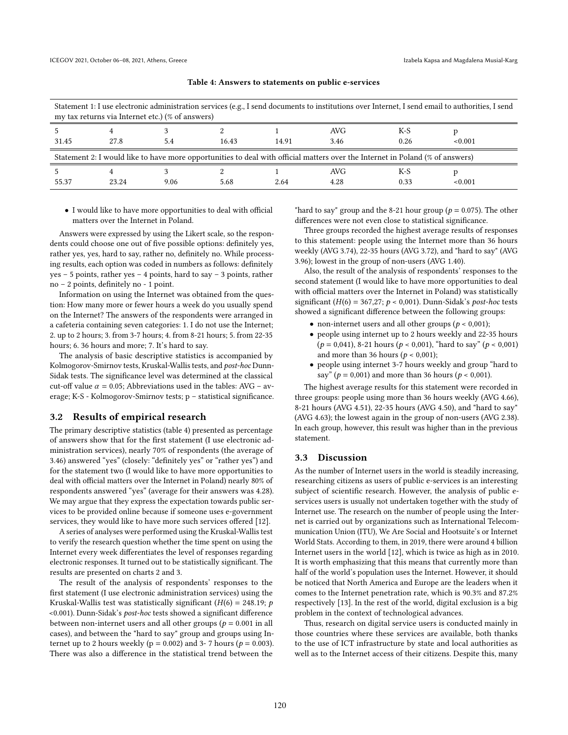**Table 4: Answers to statements on public e-services**

| Statement 1: I use electronic administration services (e.g., I send documents to institutions over Internet, I send email to authorities, I send my tax returns via Internet etc.) (% of answers) | | | | | | | |
|---|---|---|---|---|---|---|---|
| 5 | 4 | 3 | 2 | 1 | AVG | K-S | p |
| 31.45 | 27.8 | 5.4 | 16.43 | 14.91 | 3.46 | 0.26 | <0.001 |
| **Statement 2: I would like to have more opportunities to deal with official matters over the Internet in Poland (% of answers)** | | | | | | | |
| 5 | 4 | 3 | 2 | 1 | AVG | K-S | p |
| 55.37 | 23.24 | 9.06 | 5.68 | 2.64 | 4.28 | 0.33 | <0.001 |

- I would like to have more opportunities to deal with official matters over the Internet in Poland.

Answers were expressed by using the Likert scale, so the respondents could choose one out of five possible options: definitely yes, rather yes, yes, hard to say, rather no, definitely no. While processing results, each option was coded in numbers as follows: definitely yes – 5 points, rather yes – 4 points, hard to say – 3 points, rather no – 2 points, definitely no - 1 point.

Information on using the Internet was obtained from the question: How many more or fewer hours a week do you usually spend on the Internet? The answers of the respondents were arranged in a cafeteria containing seven categories: 1. I do not use the Internet; 2. up to 2 hours; 3. from 3-7 hours; 4. from 8-21 hours; 5. from 22-35 hours; 6. 36 hours and more; 7. It's hard to say.

The analysis of basic descriptive statistics is accompanied by Kolmogorov-Smirnov tests, Kruskal-Wallis tests, and *post-hoc* Dunn-Sidak tests. The significance level was determined at the classical cut-off value $\alpha = 0.05$; Abbreviations used in the tables: AVG – average; K-S - Kolmogorov-Smirnov tests; p – statistical significance.

## 3.2 Results of empirical research

The primary descriptive statistics (table 4) presented as percentage of answers show that for the first statement (I use electronic administration services), nearly 70% of respondents (the average of 3.46) answered "yes" (closely: "definitely yes" or "rather yes") and for the statement two (I would like to have more opportunities to deal with official matters over the Internet in Poland) nearly 80% of respondents answered "yes" (average for their answers was 4.28). We may argue that they express the expectation towards public services to be provided online because if someone uses e-government services, they would like to have more such services offered [12].

A series of analyses were performed using the Kruskal-Wallis test to verify the research question whether the time spent on using the Internet every week differentiates the level of responses regarding electronic responses. It turned out to be statistically significant. The results are presented on charts 2 and 3.

The result of the analysis of respondents' responses to the first statement (I use electronic administration services) using the Kruskal-Wallis test was statistically significant ($H(6) = 248.19$; $p < 0.001$). Dunn-Sidak's *post-hoc* tests showed a significant difference between non-internet users and all other groups ($p = 0.001$ in all cases), and between the "hard to say" group and groups using Internet up to 2 hours weekly ($p = 0.002$) and 3- 7 hours ($p = 0.003$). There was also a difference in the statistical trend between the "hard to say" group and the 8-21 hour group ($p = 0.075$). The other differences were not even close to statistical significance.

Three groups recorded the highest average results of responses to this statement: people using the Internet more than 36 hours weekly (AVG 3.74), 22-35 hours (AVG 3.72), and "hard to say" (AVG 3.96); lowest in the group of non-users (AVG 1.40).

Also, the result of the analysis of respondents' responses to the second statement (I would like to have more opportunities to deal with official matters over the Internet in Poland) was statistically significant ($H(6) = 367{,}27$; $p < 0{,}001$). Dunn-Sidak's *post-hoc* tests showed a significant difference between the following groups:

- non-internet users and all other groups ($p < 0{,}001$);
- people using internet up to 2 hours weekly and 22-35 hours ($p = 0{,}041$), 8-21 hours ($p < 0{,}001$), "hard to say" ($p < 0{,}001$) and more than 36 hours ($p < 0{,}001$);
- people using internet 3-7 hours weekly and group "hard to say" ($p = 0{,}001$) and more than 36 hours ($p < 0{,}001$).

The highest average results for this statement were recorded in three groups: people using more than 36 hours weekly (AVG 4.66), 8-21 hours (AVG 4.51), 22-35 hours (AVG 4.50), and "hard to say" (AVG 4.63); the lowest again in the group of non-users (AVG 2.38). In each group, however, this result was higher than in the previous statement.

## 3.3 Discussion

As the number of Internet users in the world is steadily increasing, researching citizens as users of public e-services is an interesting subject of scientific research. However, the analysis of public e-services users is usually not undertaken together with the study of Internet use. The research on the number of people using the Internet is carried out by organizations such as International Telecommunication Union (ITU), We Are Social and Hootsuite's or Internet World Stats. According to them, in 2019, there were around 4 billion Internet users in the world [12], which is twice as high as in 2010. It is worth emphasizing that this means that currently more than half of the world's population uses the Internet. However, it should be noticed that North America and Europe are the leaders when it comes to the Internet penetration rate, which is 90.3% and 87.2% respectively [13]. In the rest of the world, digital exclusion is a big problem in the context of technological advances.

Thus, research on digital service users is conducted mainly in those countries where these services are available, both thanks to the use of ICT infrastructure by state and local authorities as well as to the Internet access of their citizens. Despite this, many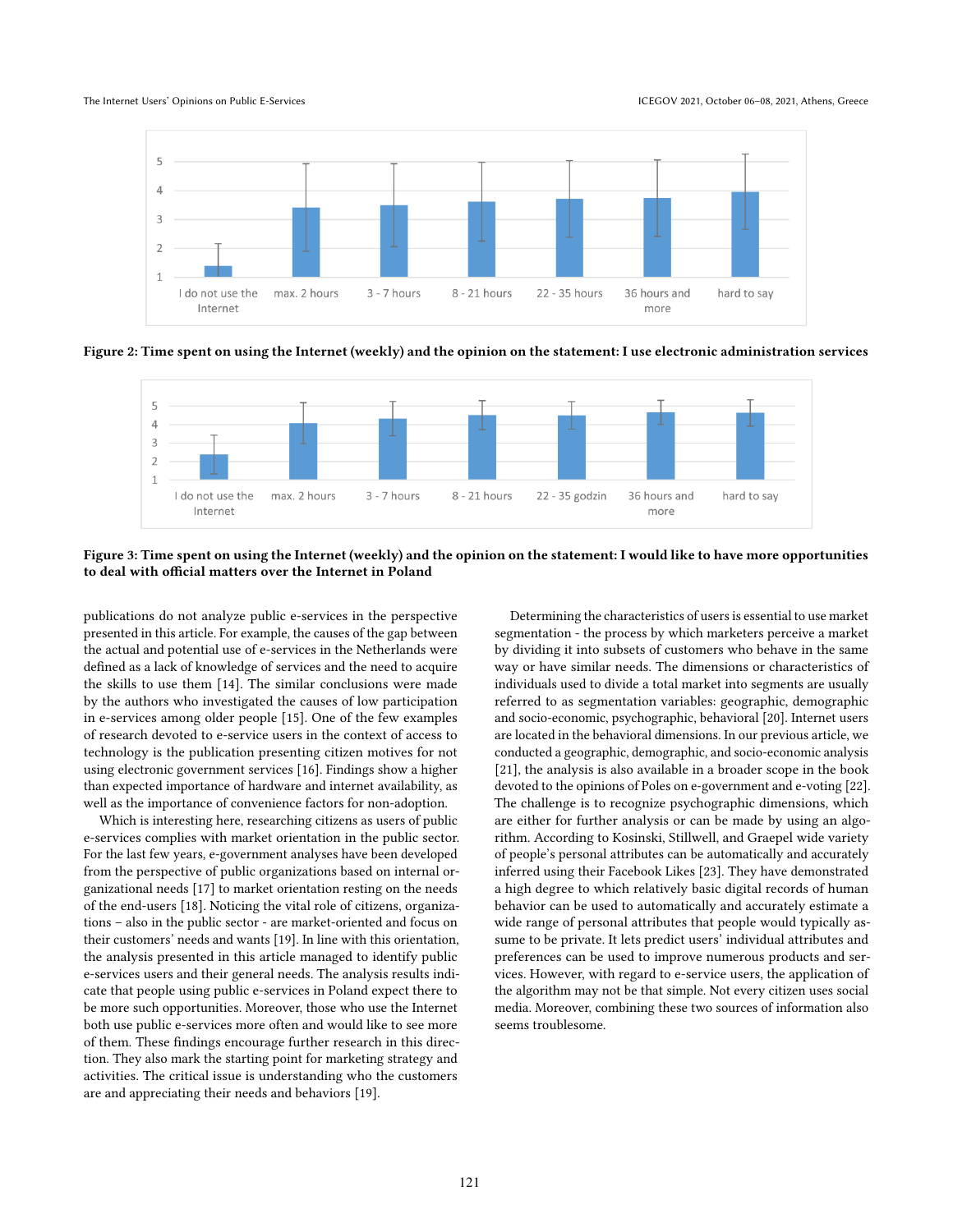Figure 2: Time spent on using the Internet (weekly) and the opinion on the statement: I use electronic administration services

Figure 3: Time spent on using the Internet (weekly) and the opinion on the statement: I would like to have more opportunities to deal with official matters over the Internet in Poland

publications do not analyze public e-services in the perspective presented in this article. For example, the causes of the gap between the actual and potential use of e-services in the Netherlands were defined as a lack of knowledge of services and the need to acquire the skills to use them [14]. The similar conclusions were made by the authors who investigated the causes of low participation in e-services among older people [15]. One of the few examples of research devoted to e-service users in the context of access to technology is the publication presenting citizen motives for not using electronic government services [16]. Findings show a higher than expected importance of hardware and internet availability, as well as the importance of convenience factors for non-adoption.

Which is interesting here, researching citizens as users of public e-services complies with market orientation in the public sector. For the last few years, e-government analyses have been developed from the perspective of public organizations based on internal organizational needs [17] to market orientation resting on the needs of the end-users [18]. Noticing the vital role of citizens, organizations – also in the public sector - are market-oriented and focus on their customers' needs and wants [19]. In line with this orientation, the analysis presented in this article managed to identify public e-services users and their general needs. The analysis results indicate that people using public e-services in Poland expect there to be more such opportunities. Moreover, those who use the Internet both use public e-services more often and would like to see more of them. These findings encourage further research in this direction. They also mark the starting point for marketing strategy and activities. The critical issue is understanding who the customers are and appreciating their needs and behaviors [19].

Determining the characteristics of users is essential to use market segmentation - the process by which marketers perceive a market by dividing it into subsets of customers who behave in the same way or have similar needs. The dimensions or characteristics of individuals used to divide a total market into segments are usually referred to as segmentation variables: geographic, demographic and socio-economic, psychographic, behavioral [20]. Internet users are located in the behavioral dimensions. In our previous article, we conducted a geographic, demographic, and socio-economic analysis [21], the analysis is also available in a broader scope in the book devoted to the opinions of Poles on e-government and e-voting [22]. The challenge is to recognize psychographic dimensions, which are either for further analysis or can be made by using an algorithm. According to Kosinski, Stillwell, and Graepel wide variety of people's personal attributes can be automatically and accurately inferred using their Facebook Likes [23]. They have demonstrated a high degree to which relatively basic digital records of human behavior can be used to automatically and accurately estimate a wide range of personal attributes that people would typically assume to be private. It lets predict users' individual attributes and preferences can be used to improve numerous products and services. However, with regard to e-service users, the application of the algorithm may not be that simple. Not every citizen uses social media. Moreover, combining these two sources of information also seems troublesome.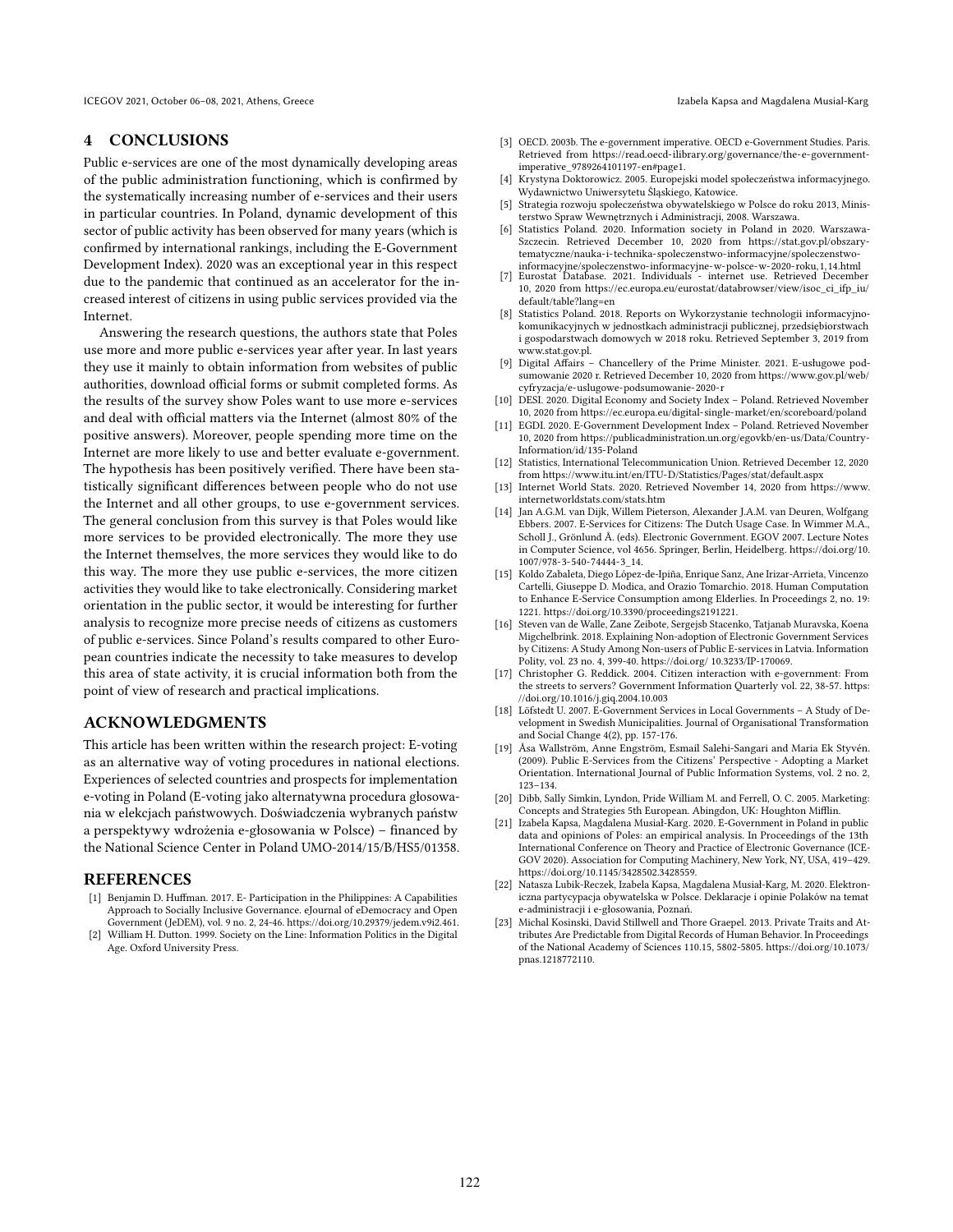## 4 CONCLUSIONS

Public e-services are one of the most dynamically developing areas of the public administration functioning, which is confirmed by the systematically increasing number of e-services and their users in particular countries. In Poland, dynamic development of this sector of public activity has been observed for many years (which is confirmed by international rankings, including the E-Government Development Index). 2020 was an exceptional year in this respect due to the pandemic that continued as an accelerator for the increased interest of citizens in using public services provided via the Internet.

Answering the research questions, the authors state that Poles use more and more public e-services year after year. In last years they use it mainly to obtain information from websites of public authorities, download official forms or submit completed forms. As the results of the survey show Poles want to use more e-services and deal with official matters via the Internet (almost 80% of the positive answers). Moreover, people spending more time on the Internet are more likely to use and better evaluate e-government. The hypothesis has been positively verified. There have been statistically significant differences between people who do not use the Internet and all other groups, to use e-government services. The general conclusion from this survey is that Poles would like more services to be provided electronically. The more they use the Internet themselves, the more services they would like to do this way. The more they use public e-services, the more citizen activities they would like to take electronically. Considering market orientation in the public sector, it would be interesting for further analysis to recognize more precise needs of citizens as customers of public e-services. Since Poland's results compared to other European countries indicate the necessity to take measures to develop this area of state activity, it is crucial information both from the point of view of research and practical implications.

## ACKNOWLEDGMENTS

This article has been written within the research project: E-voting as an alternative way of voting procedures in national elections. Experiences of selected countries and prospects for implementation e-voting in Poland (E-voting jako alternatywna procedura głosowania w elekcjach państwowych. Doświadczenia wybranych państw a perspektywy wdrożenia e-głosowania w Polsce) – financed by the National Science Center in Poland UMO-2014/15/B/HS5/01358.

## REFERENCES

[1] Benjamin D. Huffman. 2017. E- Participation in the Philippines: A Capabilities Approach to Socially Inclusive Governance. eJournal of eDemocracy and Open Government (JeDEM), vol. 9 no. 2, 24-46. https://doi.org/10.29379/jedem.v9i2.461.

[2] William H. Dutton. 1999. Society on the Line: Information Politics in the Digital Age. Oxford University Press.

[3] OECD. 2003b. The e-government imperative. OECD e-Government Studies. Paris. Retrieved from https://read.oecd-ilibrary.org/governance/the-e-government-imperative_9789264101197-en#page1.

[4] Krystyna Doktorowicz. 2005. Europejski model społeczeństwa informacyjnego. Wydawnictwo Uniwersytetu Śląskiego, Katowice.

[5] Strategia rozwoju społeczeństwa obywatelskiego w Polsce do roku 2013, Ministerstwo Spraw Wewnętrznych i Administracji, 2008. Warszawa.

[6] Statistics Poland. 2020. Information society in Poland in 2020. Warszawa-Szczecin. Retrieved December 10, 2020 from https://stat.gov.pl/obszary-tematyczne/nauka-i-technika-spoleczenstwo-informacyjne/spoleczenstwo-informacyjne/spoleczenstwo-informacyjne-w-polsce-w-2020-roku,1,14.html

[7] Eurostat Database. 2021. Individuals - internet use. Retrieved December 10, 2020 from https://ec.europa.eu/eurostat/databrowser/view/isoc_ci_ifp_iu/default/table?lang=en

[8] Statistics Poland. 2018. Reports on Wykorzystanie technologii informacyjno-komunikacyjnych w jednostkach administracji publicznej, przedsiębiorstwach i gospodarstwach domowych w 2018 roku. Retrieved September 3, 2019 from www.stat.gov.pl.

[9] Digital Affairs – Chancellery of the Prime Minister. 2021. E-usługowe podsumowanie 2020 r. Retrieved December 10, 2020 from https://www.gov.pl/web/cyfryzacja/e-uslugowe-podsumowanie-2020-r

[10] DESI. 2020. Digital Economy and Society Index – Poland. Retrieved November 10, 2020 from https://ec.europa.eu/digital-single-market/en/scoreboard/poland

[11] EGDI. 2020. E-Government Development Index – Poland. Retrieved November 10, 2020 from https://publicadministration.un.org/egovkb/en-us/Data/Country-Information/id/135-Poland

[12] Statistics, International Telecommunication Union. Retrieved December 12, 2020 from https://www.itu.int/en/ITU-D/Statistics/Pages/stat/default.aspx

[13] Internet World Stats. 2020. Retrieved November 14, 2020 from https://www.internetworldstats.com/stats.htm

[14] Jan A.G.M. van Dijk, Willem Pieterson, Alexander J.A.M. van Deuren, Wolfgang Ebbers. 2007. E-Services for Citizens: The Dutch Usage Case. In Wimmer M.A., Scholl J., Grönlund Å. (eds). Electronic Government. EGOV 2007. Lecture Notes in Computer Science, vol 4656. Springer, Berlin, Heidelberg. https://doi.org/10.1007/978-3-540-74444-3_14.

[15] Koldo Zabaleta, Diego López-de-Ipiña, Enrique Sanz, Ane Irizar-Arrieta, Vincenzo Cartelli, Giuseppe D. Modica, and Orazio Tomarchio. 2018. Human Computation to Enhance E-Service Consumption among Elderlies. In Proceedings 2, no. 19: 1221. https://doi.org/10.3390/proceedings2191221.

[16] Steven van de Walle, Zane Zeibote, Sergejsb Stacenko, Tatjanab Muravska, Koena Migchelbrink. 2018. Explaining Non-adoption of Electronic Government Services by Citizens: A Study Among Non-users of Public E-services in Latvia. Information Polity, vol. 23 no. 4, 399-40. https://doi.org/ 10.3233/IP-170069.

[17] Christopher G. Reddick. 2004. Citizen interaction with e-government: From the streets to servers? Government Information Quarterly vol. 22, 38-57. https://doi.org/10.1016/j.giq.2004.10.003

[18] Löfstedt U. 2007. E-Government Services in Local Governments – A Study of Development in Swedish Municipalities. Journal of Organisational Transformation and Social Change 4(2), pp. 157-176.

[19] Åsa Wallström, Anne Engström, Esmail Salehi-Sangari and Maria Ek Styvén. (2009). Public E-Services from the Citizens' Perspective - Adopting a Market Orientation. International Journal of Public Information Systems, vol. 2 no. 2, 123–134.

[20] Dibb, Sally Simkin, Lyndon, Pride William M. and Ferrell, O. C. 2005. Marketing: Concepts and Strategies 5th European. Abingdon, UK: Houghton Mifflin.

[21] Izabela Kapsa, Magdalena Musiał-Karg. 2020. E-Government in Poland in public data and opinions of Poles: an empirical analysis. In Proceedings of the 13th International Conference on Theory and Practice of Electronic Governance (ICEGOV 2020). Association for Computing Machinery, New York, NY, USA, 419–429. https://doi.org/10.1145/3428502.3428559.

[22] Natasza Lubik-Reczek, Izabela Kapsa, Magdalena Musiał-Karg, M. 2020. Elektroniczna partycypacja obywatelska w Polsce. Deklaracje i opinie Polaków na temat e-administracji i e-głosowania, Poznań.

[23] Michal Kosinski, David Stillwell and Thore Graepel. 2013. Private Traits and Attributes Are Predictable from Digital Records of Human Behavior. In Proceedings of the National Academy of Sciences 110.15, 5802-5805. https://doi.org/10.1073/pnas.1218772110.